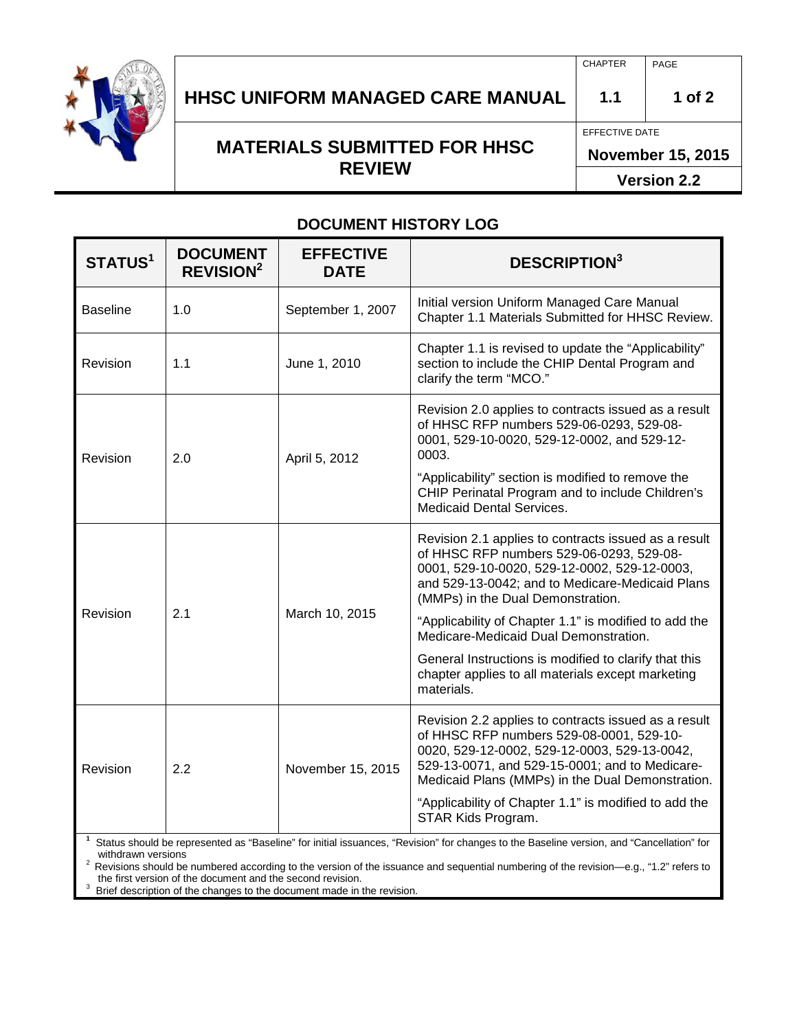# HHSC UNIFORM MANAGED CARE MANUAL

| CHAPTER | PAGE |
|---|---|
| 1.1 | 1 of 2 |

## MATERIALS SUBMITTED FOR HHSC REVIEW

EFFECTIVE DATE
**November 15, 2015**
**Version 2.2**

### DOCUMENT HISTORY LOG

| STATUS[1] | DOCUMENT REVISION[2] | EFFECTIVE DATE | DESCRIPTION[3] |
|---|---|---|---|
| Baseline | 1.0 | September 1, 2007 | Initial version Uniform Managed Care Manual Chapter 1.1 Materials Submitted for HHSC Review. |
| Revision | 1.1 | June 1, 2010 | Chapter 1.1 is revised to update the "Applicability" section to include the CHIP Dental Program and clarify the term "MCO." |
| Revision | 2.0 | April 5, 2012 | Revision 2.0 applies to contracts issued as a result of HHSC RFP numbers 529-06-0293, 529-08-0001, 529-10-0020, 529-12-0002, and 529-12-0003.<br><br>"Applicability" section is modified to remove the CHIP Perinatal Program and to include Children's Medicaid Dental Services. |
| Revision | 2.1 | March 10, 2015 | Revision 2.1 applies to contracts issued as a result of HHSC RFP numbers 529-06-0293, 529-08-0001, 529-10-0020, 529-12-0002, 529-12-0003, and 529-13-0042; and to Medicare-Medicaid Plans (MMPs) in the Dual Demonstration.<br><br>"Applicability of Chapter 1.1" is modified to add the Medicare-Medicaid Dual Demonstration.<br><br>General Instructions is modified to clarify that this chapter applies to all materials except marketing materials. |
| Revision | 2.2 | November 15, 2015 | Revision 2.2 applies to contracts issued as a result of HHSC RFP numbers 529-08-0001, 529-10-0020, 529-12-0002, 529-12-0003, 529-13-0042, 529-13-0071, and 529-15-0001; and to Medicare-Medicaid Plans (MMPs) in the Dual Demonstration.<br><br>"Applicability of Chapter 1.1" is modified to add the STAR Kids Program. |

[1] Status should be represented as "Baseline" for initial issuances, "Revision" for changes to the Baseline version, and "Cancellation" for withdrawn versions

[2] Revisions should be numbered according to the version of the issuance and sequential numbering of the revision—e.g., "1.2" refers to the first version of the document and the second revision.

[3] Brief description of the changes to the document made in the revision.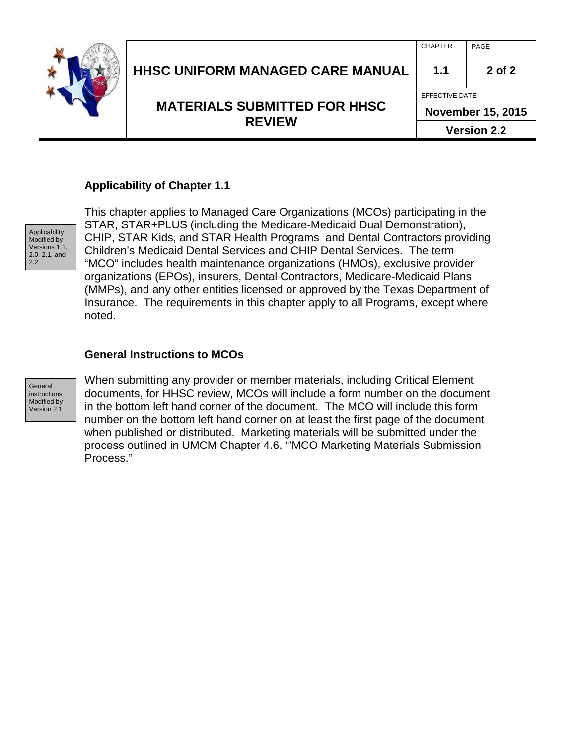### Applicability of Chapter 1.1

Applicability Modified by Versions 1.1, 2.0, 2.1, and 2.2

This chapter applies to Managed Care Organizations (MCOs) participating in the STAR, STAR+PLUS (including the Medicare-Medicaid Dual Demonstration), CHIP, STAR Kids, and STAR Health Programs and Dental Contractors providing Children's Medicaid Dental Services and CHIP Dental Services. The term "MCO" includes health maintenance organizations (HMOs), exclusive provider organizations (EPOs), insurers, Dental Contractors, Medicare-Medicaid Plans (MMPs), and any other entities licensed or approved by the Texas Department of Insurance. The requirements in this chapter apply to all Programs, except where noted.

### General Instructions to MCOs

General instructions Modified by Version 2.1

When submitting any provider or member materials, including Critical Element documents, for HHSC review, MCOs will include a form number on the document in the bottom left hand corner of the document. The MCO will include this form number on the bottom left hand corner on at least the first page of the document when published or distributed. Marketing materials will be submitted under the process outlined in UMCM Chapter 4.6, "'MCO Marketing Materials Submission Process."